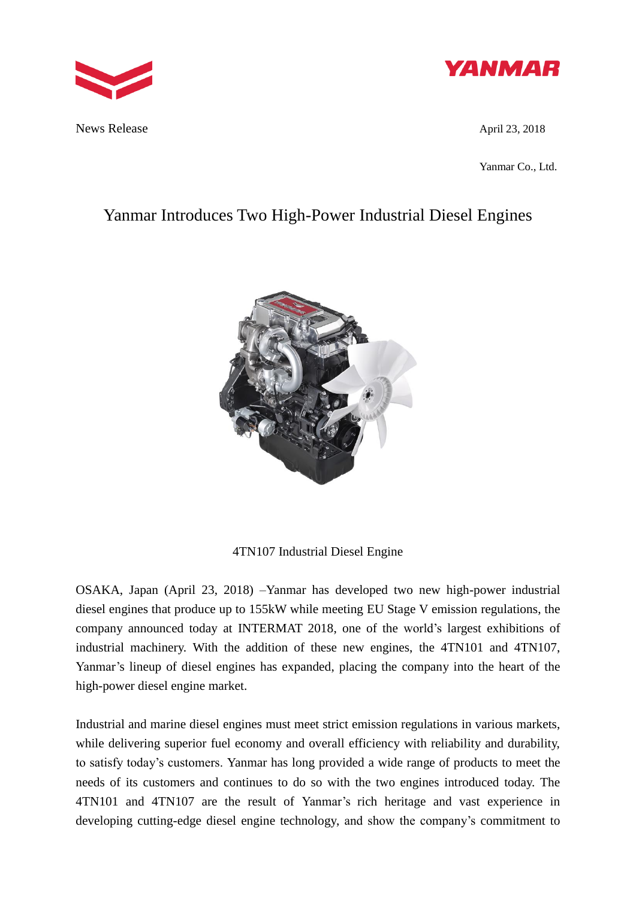News Release

April 23, 2018

Yanmar Co., Ltd.

# Yanmar Introduces Two High-Power Industrial Diesel Engines

4TN107 Industrial Diesel Engine

OSAKA, Japan (April 23, 2018) –Yanmar has developed two new high-power industrial diesel engines that produce up to 155kW while meeting EU Stage V emission regulations, the company announced today at INTERMAT 2018, one of the world's largest exhibitions of industrial machinery. With the addition of these new engines, the 4TN101 and 4TN107, Yanmar's lineup of diesel engines has expanded, placing the company into the heart of the high-power diesel engine market.

Industrial and marine diesel engines must meet strict emission regulations in various markets, while delivering superior fuel economy and overall efficiency with reliability and durability, to satisfy today's customers. Yanmar has long provided a wide range of products to meet the needs of its customers and continues to do so with the two engines introduced today. The 4TN101 and 4TN107 are the result of Yanmar's rich heritage and vast experience in developing cutting-edge diesel engine technology, and show the company's commitment to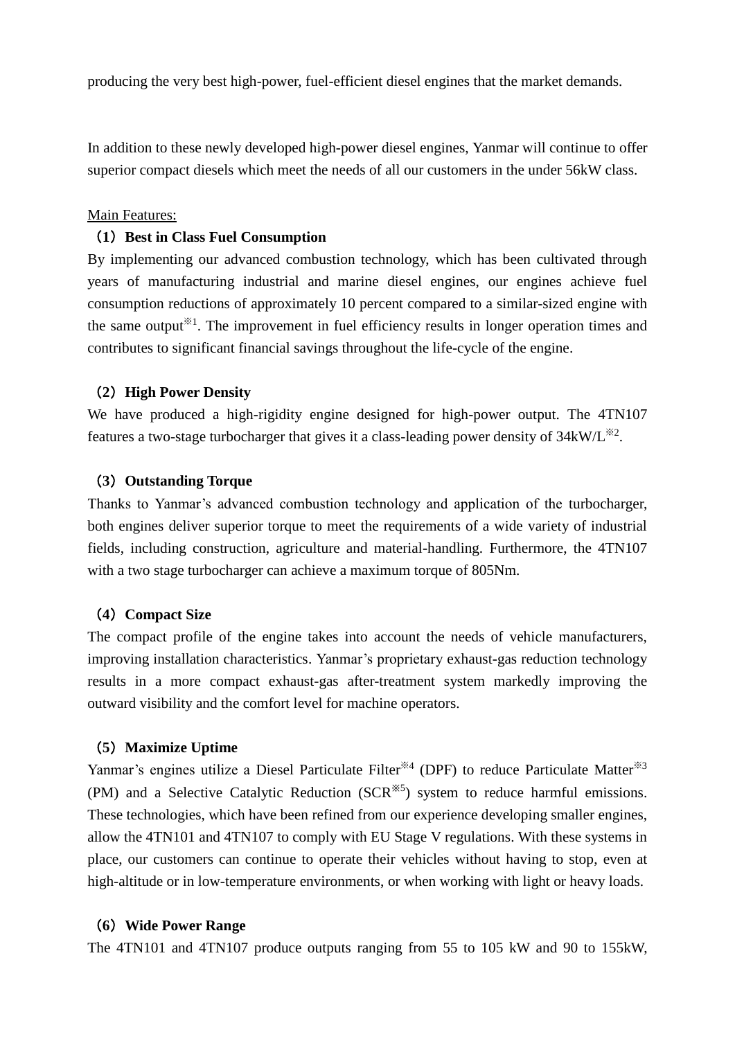producing the very best high-power, fuel-efficient diesel engines that the market demands.

In addition to these newly developed high-power diesel engines, Yanmar will continue to offer superior compact diesels which meet the needs of all our customers in the under 56kW class.

Main Features:

**（1）Best in Class Fuel Consumption**

By implementing our advanced combustion technology, which has been cultivated through years of manufacturing industrial and marine diesel engines, our engines achieve fuel consumption reductions of approximately 10 percent compared to a similar-sized engine with the same output[※1]. The improvement in fuel efficiency results in longer operation times and contributes to significant financial savings throughout the life-cycle of the engine.

**（2）High Power Density**

We have produced a high-rigidity engine designed for high-power output. The 4TN107 features a two-stage turbocharger that gives it a class-leading power density of 34kW/L[※2].

**（3）Outstanding Torque**

Thanks to Yanmar's advanced combustion technology and application of the turbocharger, both engines deliver superior torque to meet the requirements of a wide variety of industrial fields, including construction, agriculture and material-handling. Furthermore, the 4TN107 with a two stage turbocharger can achieve a maximum torque of 805Nm.

**（4）Compact Size**

The compact profile of the engine takes into account the needs of vehicle manufacturers, improving installation characteristics. Yanmar's proprietary exhaust-gas reduction technology results in a more compact exhaust-gas after-treatment system markedly improving the outward visibility and the comfort level for machine operators.

**（5）Maximize Uptime**

Yanmar's engines utilize a Diesel Particulate Filter[※4] (DPF) to reduce Particulate Matter[※3] (PM) and a Selective Catalytic Reduction (SCR[※5]) system to reduce harmful emissions. These technologies, which have been refined from our experience developing smaller engines, allow the 4TN101 and 4TN107 to comply with EU Stage V regulations. With these systems in place, our customers can continue to operate their vehicles without having to stop, even at high-altitude or in low-temperature environments, or when working with light or heavy loads.

**（6）Wide Power Range**

The 4TN101 and 4TN107 produce outputs ranging from 55 to 105 kW and 90 to 155kW,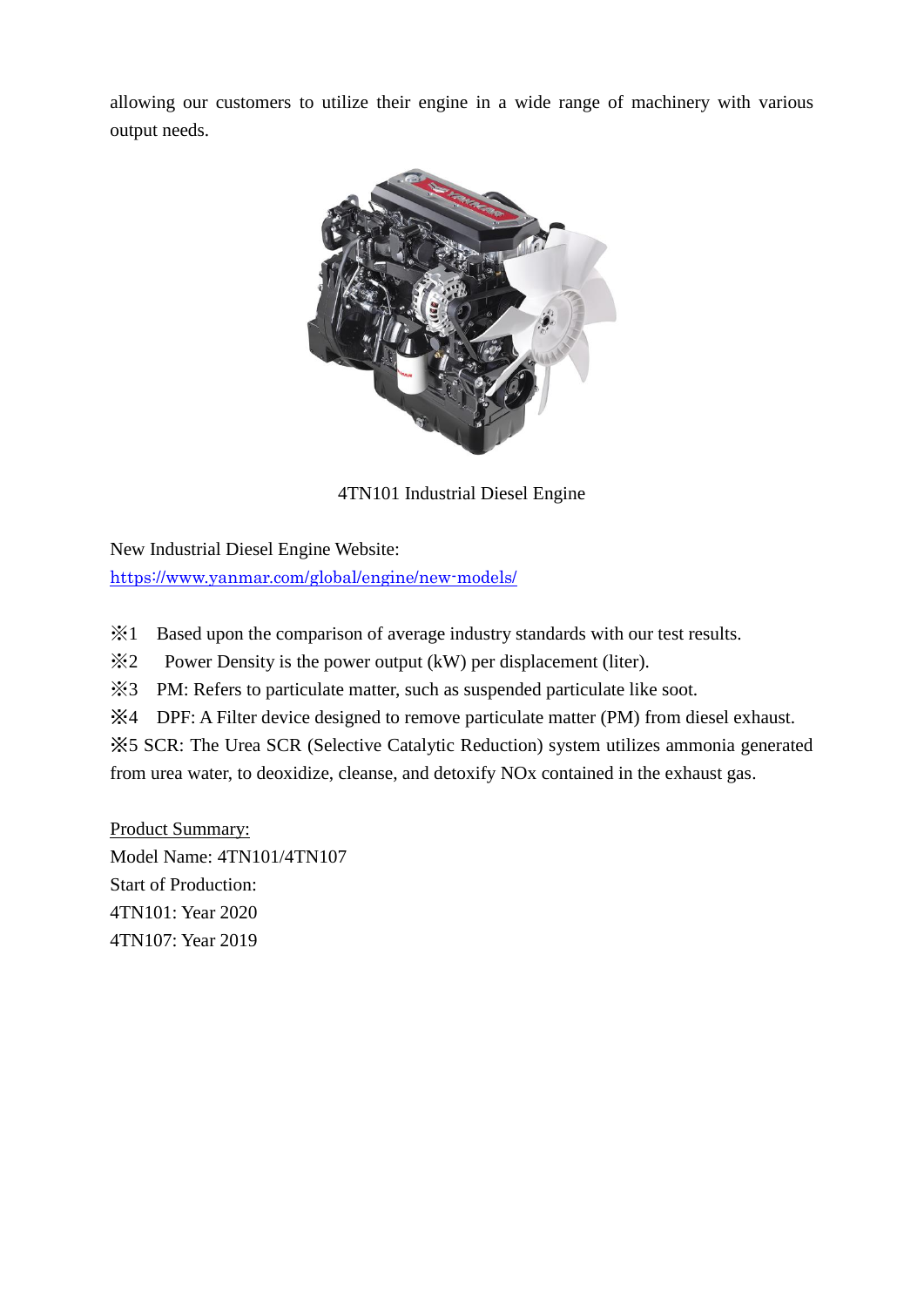allowing our customers to utilize their engine in a wide range of machinery with various output needs.

4TN101 Industrial Diesel Engine

New Industrial Diesel Engine Website:
https://www.yanmar.com/global/engine/new-models/

※1 Based upon the comparison of average industry standards with our test results.
※2 Power Density is the power output (kW) per displacement (liter).
※3 PM: Refers to particulate matter, such as suspended particulate like soot.
※4 DPF: A Filter device designed to remove particulate matter (PM) from diesel exhaust.
※5 SCR: The Urea SCR (Selective Catalytic Reduction) system utilizes ammonia generated from urea water, to deoxidize, cleanse, and detoxify NOx contained in the exhaust gas.

Product Summary:
Model Name: 4TN101/4TN107
Start of Production:
4TN101: Year 2020
4TN107: Year 2019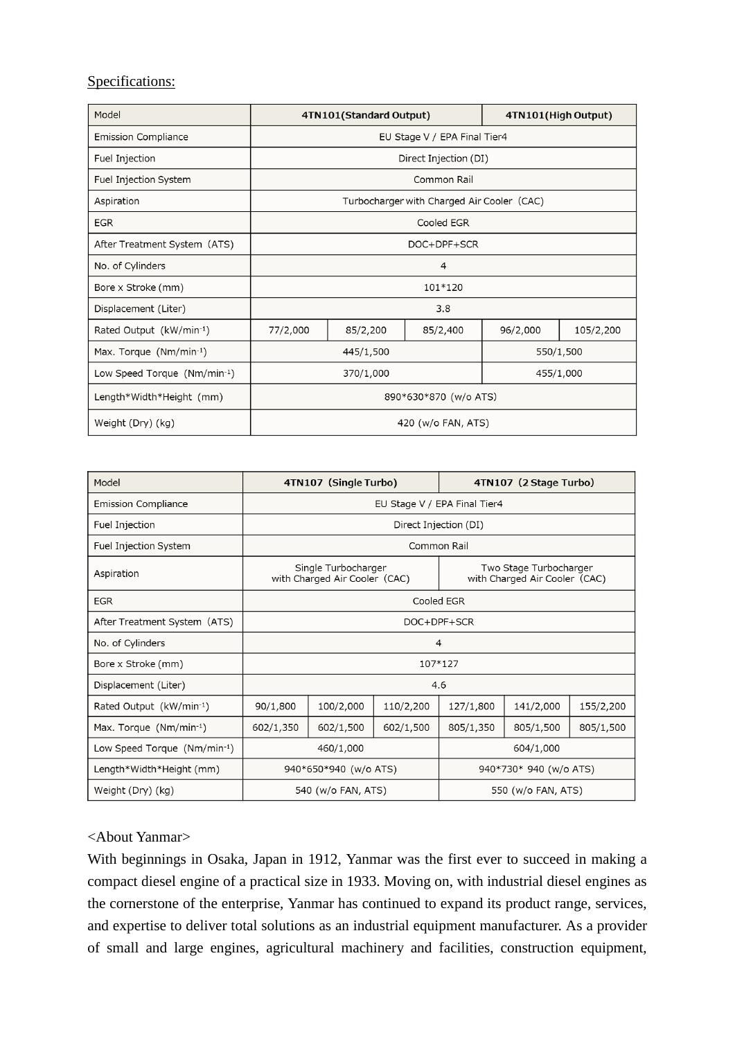Specifications:

| Model | 4TN101(Standard Output) | | | 4TN101(High Output) | |
|---|---|---|---|---|---|
| Emission Compliance | EU Stage V / EPA Final Tier4 | | | | |
| Fuel Injection | Direct Injection (DI) | | | | |
| Fuel Injection System | Common Rail | | | | |
| Aspiration | Turbocharger with Charged Air Cooler (CAC) | | | | |
| EGR | Cooled EGR | | | | |
| After Treatment System (ATS) | DOC+DPF+SCR | | | | |
| No. of Cylinders | 4 | | | | |
| Bore x Stroke (mm) | 101*120 | | | | |
| Displacement (Liter) | 3.8 | | | | |
| Rated Output (kW/min$^{-1}$) | 77/2,000 | 85/2,200 | 85/2,400 | 96/2,000 | 105/2,200 |
| Max. Torque (Nm/min$^{-1}$) | 445/1,500 | | | 550/1,500 | |
| Low Speed Torque (Nm/min$^{-1}$) | 370/1,000 | | | 455/1,000 | |
| Length*Width*Height (mm) | 890*630*870 (w/o ATS) | | | | |
| Weight (Dry) (kg) | 420 (w/o FAN, ATS) | | | | |

| Model | 4TN107 (Single Turbo) | | | 4TN107 (2 Stage Turbo) | | |
|---|---|---|---|---|---|---|
| Emission Compliance | EU Stage V / EPA Final Tier4 | | | | | |
| Fuel Injection | Direct Injection (DI) | | | | | |
| Fuel Injection System | Common Rail | | | | | |
| Aspiration | Single Turbocharger with Charged Air Cooler (CAC) | | | Two Stage Turbocharger with Charged Air Cooler (CAC) | | |
| EGR | Cooled EGR | | | | | |
| After Treatment System (ATS) | DOC+DPF+SCR | | | | | |
| No. of Cylinders | 4 | | | | | |
| Bore x Stroke (mm) | 107*127 | | | | | |
| Displacement (Liter) | 4.6 | | | | | |
| Rated Output (kW/min$^{-1}$) | 90/1,800 | 100/2,000 | 110/2,200 | 127/1,800 | 141/2,000 | 155/2,200 |
| Max. Torque (Nm/min$^{-1}$) | 602/1,350 | 602/1,500 | 602/1,500 | 805/1,350 | 805/1,500 | 805/1,500 |
| Low Speed Torque (Nm/min$^{-1}$) | 460/1,000 | | | 604/1,000 | | |
| Length*Width*Height (mm) | 940*650*940 (w/o ATS) | | | 940*730* 940 (w/o ATS) | | |
| Weight (Dry) (kg) | 540 (w/o FAN, ATS) | | | 550 (w/o FAN, ATS) | | |

<About Yanmar>

With beginnings in Osaka, Japan in 1912, Yanmar was the first ever to succeed in making a compact diesel engine of a practical size in 1933. Moving on, with industrial diesel engines as the cornerstone of the enterprise, Yanmar has continued to expand its product range, services, and expertise to deliver total solutions as an industrial equipment manufacturer. As a provider of small and large engines, agricultural machinery and facilities, construction equipment,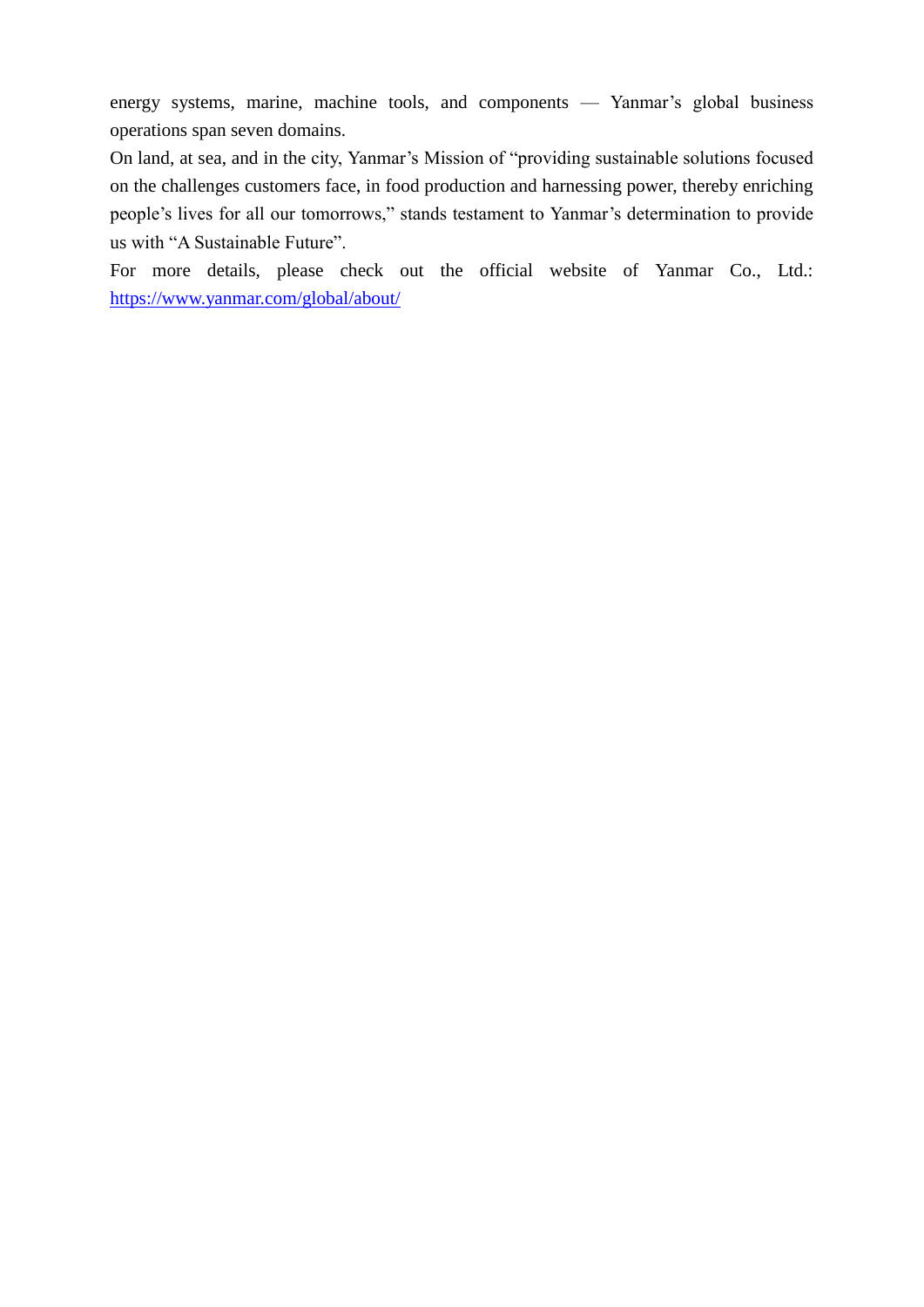energy systems, marine, machine tools, and components — Yanmar's global business operations span seven domains.

On land, at sea, and in the city, Yanmar's Mission of "providing sustainable solutions focused on the challenges customers face, in food production and harnessing power, thereby enriching people's lives for all our tomorrows," stands testament to Yanmar's determination to provide us with "A Sustainable Future".

For more details, please check out the official website of Yanmar Co., Ltd.: https://www.yanmar.com/global/about/